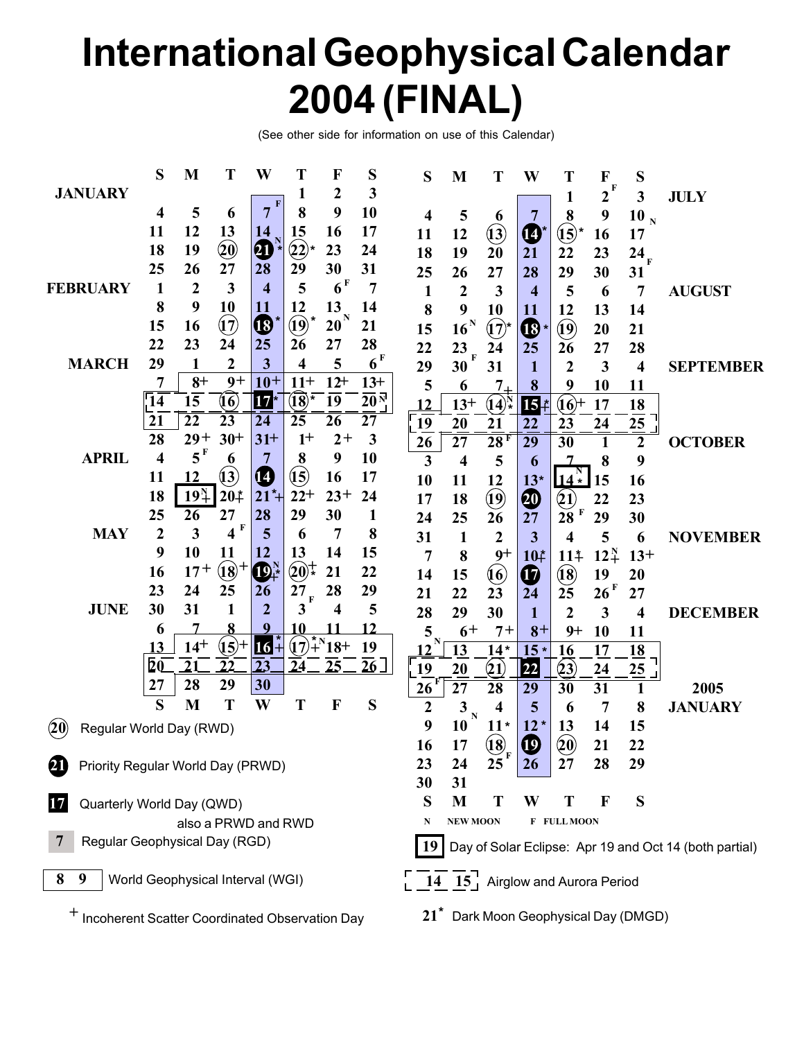# International Geophysical Calendar 2004 (FINAL)

(See other side for information on use of this Calendar)

| Month | S | M | T | W | T | F | S |
|---|---|---|---|---|---|---|---|
| JANUARY | | | | | 1 | 2 | 3 |
| | 4 | 5 | 6 | 7 F | 8 | 9 | 10 |
| | 11 | 12 | 13 | 14 N | 15 | 16 | 17 |
| | 18 | 19 | (20) | (21)* | (22)* | 23 | 24 |
| | 25 | 26 | 27 | 28 | 29 | 30 | 31 |
| FEBRUARY | 1 | 2 | 3 | 4 | 5 | 6 F | 7 |
| | 8 | 9 | 10 | 11 | 12 | 13 N | 14 |
| | 15 | 16 | (17) | (18)* | (19)* | 20 | 21 |
| | 22 | 23 | 24 | 25 | 26 | 27 | 28 |
| MARCH | 29 | 1 | 2 | 3 | 4 | 5 | 6 F |
| | 7 | 8+ | 9+ | 10+ | 11+ | 12+ | 13+ |
| | 14 | 15 | (16) | 17* | (18)* | 19 | 20 N |
| | 21 | 22 | 23 | 24 | 25 | 26 | 27 |
| | 28 | 29+ | 30+ | 31+ | 1+ | 2+ | 3 |
| APRIL | 4 | 5 F | 6 | 7 | 8 | 9 | 10 |
| | 11 | 12 | (13) | (14) | (15) | 16 | 17 |
| | 18 | 19 N+ | 20*+ | 21*+ | 22+ | 23+ | 24 |
| | 25 | 26 | 27 | 28 | 29 | 30 | 1 |
| MAY | 2 | 3 | 4 F | 5 | 6 | 7 | 8 |
| | 9 | 10 | 11 | 12 | 13 | 14 | 15 |
| | 16 | 17+ | (18)+ | (19) N*+ | (20)+* | 21 | 22 |
| | 23 | 24 | 25 | 26 | 27 F | 28 | 29 |
| JUNE | 30 | 31 | 1 | 2 | 3 | 4 | 5 |
| | 6 | 7 | 8 | 9 | 10 | 11 | 12 |
| | 13 | 14+ | (15)+ | 16*+ | (17)*+ N | 18+ | 19 |
| | 20 | 21 | 22 | 23 | 24 | 25 | 26 |
| | 27 | 28 | 29 | 30 | | | |

| S | M | T | W | T | F | S | Month |
|---|---|---|---|---|---|---|---|
| | | | | 1 | 2 F | 3 | JULY |
| 4 | 5 | 6 | 7 | 8 | 9 | 10 N | |
| 11 | 12 | (13) | (14)* | (15)* | 16 | 17 | |
| 18 | 19 | 20 | 21 | 22 | 23 | 24 F | |
| 25 | 26 | 27 | 28 | 29 | 30 | 31 | |
| 1 | 2 | 3 | 4 | 5 | 6 | 7 | AUGUST |
| 8 | 9 | 10 | 11 | 12 | 13 | 14 | |
| 15 | 16 N | (17)* | (18)* | (19) | 20 | 21 | |
| 22 | 23 | 24 | 25 | 26 | 27 | 28 | |
| 29 | 30 F | 31 | 1 | 2 | 3 | 4 | SEPTEMBER |
| 5 | 6 | 7+ | 8 | 9 | 10 | 11 | |
| 12 | 13+ | (14) N* | 15*+ | (16)+ | 17 | 18 | |
| 19 | 20 | 21 | 22 | 23 | 24 | 25 | |
| 26 | 27 | 28 F | 29 | 30 | 1 | 2 | OCTOBER |
| 3 | 4 | 5 | 6 | 7 | 8 | 9 | |
| 10 | 11 | 12 | 13* | 14 N* | 15 | 16 | |
| 17 | 18 | (19) | (20) | (21) | 22 | 23 | |
| 24 | 25 | 26 | 27 | 28 F | 29 | 30 | |
| 31 | 1 | 2 | 3 | 4 | 5 | 6 | NOVEMBER |
| 7 | 8 | 9+ | 10*+ | 11*+ | 12 N+ | 13+ | |
| 14 | 15 | (16) | (17) | (18) | 19 | 20 | |
| 21 | 22 | 23 | 24 | 25 | 26 F | 27 | |
| 28 | 29 | 30 | 1 | 2 | 3 | 4 | DECEMBER |
| 5 | 6+ | 7+ | 8+ | 9+ | 10 | 11 | |
| 12 N | 13 | 14* | 15* | 16 | 17 | 18 | |
| 19 | 20 | (21) | 22 | (23) | 24 | 25 | |
| 26 F | 27 | 28 | 29 | 30 | 31 | 1 | 2005 |
| 2 | 3 N | 4 | 5 | 6 | 7 | 8 | JANUARY |
| 9 | 10 | 11* | 12* | 13 | 14 | 15 | |
| 16 | 17 | (18) | (19) | (20) | 21 | 22 | |
| 23 | 24 | 25 F | 26 | 27 | 28 | 29 | |
| 30 | 31 | | | | | | |

N NEW MOON F FULL MOON

- (20) Regular World Day (RWD)
- (21) Priority Regular World Day (PRWD)
- 17 Quarterly World Day (QWD) also a PRWD and RWD
- 7 Regular Geophysical Day (RGD)
- 8 9 World Geophysical Interval (WGI)
- + Incoherent Scatter Coordinated Observation Day
- 19 Day of Solar Eclipse: Apr 19 and Oct 14 (both partial)
- 14 15 Airglow and Aurora Period
- 21* Dark Moon Geophysical Day (DMGD)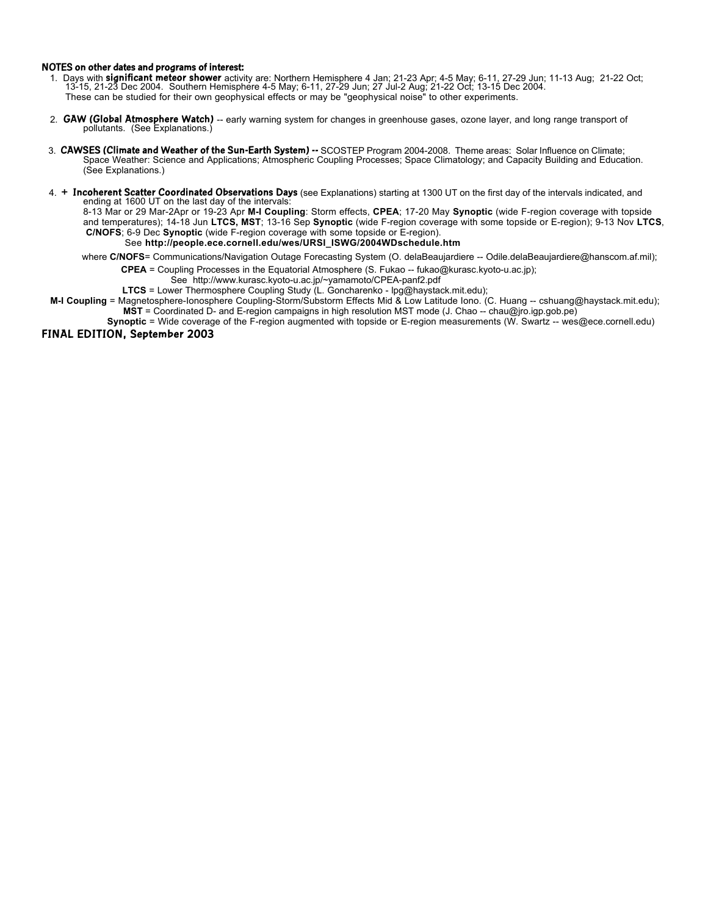**NOTES on other dates and programs of interest:**

1. Days with **significant meteor shower** activity are: Northern Hemisphere 4 Jan; 21-23 Apr; 4-5 May; 6-11, 27-29 Jun; 11-13 Aug; 21-22 Oct; 13-15, 21-23 Dec 2004. Southern Hemisphere 4-5 May; 6-11, 27-29 Jun; 27 Jul-2 Aug; 21-22 Oct; 13-15 Dec 2004. These can be studied for their own geophysical effects or may be "geophysical noise" to other experiments.

2. **GAW (Global Atmosphere Watch)** -- early warning system for changes in greenhouse gases, ozone layer, and long range transport of pollutants. (See Explanations.)

3. **CAWSES (Climate and Weather of the Sun-Earth System) --** SCOSTEP Program 2004-2008. Theme areas: Solar Influence on Climate; Space Weather: Science and Applications; Atmospheric Coupling Processes; Space Climatology; and Capacity Building and Education. (See Explanations.)

4. **+ Incoherent Scatter Coordinated Observations Days** (see Explanations) starting at 1300 UT on the first day of the intervals indicated, and ending at 1600 UT on the last day of the intervals:
   8-13 Mar or 29 Mar-2Apr or 19-23 Apr **M-I Coupling**: Storm effects, **CPEA**; 17-20 May **Synoptic** (wide F-region coverage with topside and temperatures); 14-18 Jun **LTCS, MST**; 13-16 Sep **Synoptic** (wide F-region coverage with some topside or E-region); 9-13 Nov **LTCS**, **C/NOFS**; 6-9 Dec **Synoptic** (wide F-region coverage with some topside or E-region).
   See **http://people.ece.cornell.edu/wes/URSI_ISWG/2004WDschedule.htm**

   where **C/NOFS**= Communications/Navigation Outage Forecasting System (O. delaBeaujardiere -- Odile.delaBeaujardiere@hanscom.af.mil);
   **CPEA** = Coupling Processes in the Equatorial Atmosphere (S. Fukao -- fukao@kurasc.kyoto-u.ac.jp);
   See http://www.kurasc.kyoto-u.ac.jp/~yamamoto/CPEA-panf2.pdf
   **LTCS** = Lower Thermosphere Coupling Study (L. Goncharenko - lpg@haystack.mit.edu);
   **M-I Coupling** = Magnetosphere-Ionosphere Coupling-Storm/Substorm Effects Mid & Low Latitude Iono. (C. Huang -- cshuang@haystack.mit.edu);
   **MST** = Coordinated D- and E-region campaigns in high resolution MST mode (J. Chao -- chau@jro.igp.gob.pe)
   **Synoptic** = Wide coverage of the F-region augmented with topside or E-region measurements (W. Swartz -- wes@ece.cornell.edu)

**FINAL EDITION, September 2003**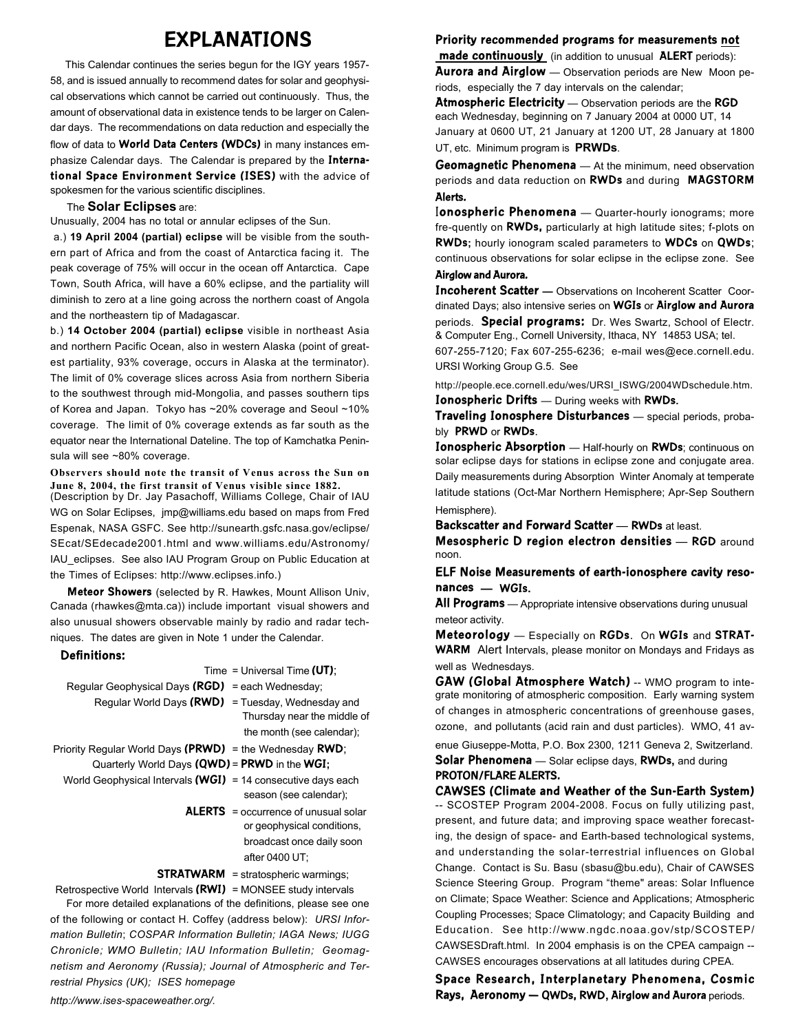# EXPLANATIONS

This Calendar continues the series begun for the IGY years 1957-58, and is issued annually to recommend dates for solar and geophysical observations which cannot be carried out continuously. Thus, the amount of observational data in existence tends to be larger on Calendar days. The recommendations on data reduction and especially the flow of data to **World Data Centers (WDCs)** in many instances emphasize Calendar days. The Calendar is prepared by the **International Space Environment Service (ISES)** with the advice of spokesmen for the various scientific disciplines.

The **Solar Eclipses** are:

Unusually, 2004 has no total or annular eclipses of the Sun.

a.) **19 April 2004 (partial) eclipse** will be visible from the southern part of Africa and from the coast of Antarctica facing it. The peak coverage of 75% will occur in the ocean off Antarctica. Cape Town, South Africa, will have a 60% eclipse, and the partiality will diminish to zero at a line going across the northern coast of Angola and the northeastern tip of Madagascar.

b.) **14 October 2004 (partial) eclipse** visible in northeast Asia and northern Pacific Ocean, also in western Alaska (point of greatest partiality, 93% coverage, occurs in Alaska at the terminator). The limit of 0% coverage slices across Asia from northern Siberia to the southwest through mid-Mongolia, and passes southern tips of Korea and Japan. Tokyo has ~20% coverage and Seoul ~10% coverage. The limit of 0% coverage extends as far south as the equator near the International Dateline. The top of Kamchatka Peninsula will see ~80% coverage.

**Observers should note the transit of Venus across the Sun on June 8, 2004, the first transit of Venus visible since 1882.**
(Description by Dr. Jay Pasachoff, Williams College, Chair of IAU WG on Solar Eclipses, jmp@williams.edu based on maps from Fred Espenak, NASA GSFC. See http://sunearth.gsfc.nasa.gov/eclipse/SEcat/SEdecade2001.html and www.williams.edu/Astronomy/IAU_eclipses. See also IAU Program Group on Public Education at the Times of Eclipses: http://www.eclipses.info.)

**Meteor Showers** (selected by R. Hawkes, Mount Allison Univ, Canada (rhawkes@mta.ca)) include important visual showers and also unusual showers observable mainly by radio and radar techniques. The dates are given in Note 1 under the Calendar.

**Definitions:**

- Time = Universal Time **(UT)**;
- Regular Geophysical Days **(RGD)** = each Wednesday;
- Regular World Days **(RWD)** = Tuesday, Wednesday and Thursday near the middle of the month (see calendar);
- Priority Regular World Days **(PRWD)** = the Wednesday **RWD**;
- Quarterly World Days **(QWD)** = **PRWD** in the **WGI;**
- World Geophysical Intervals **(WGI)** = 14 consecutive days each season (see calendar);
- **ALERTS** = occurrence of unusual solar or geophysical conditions, broadcast once daily soon after 0400 UT;
- **STRATWARM** = stratospheric warmings;
- Retrospective World Intervals **(RWI)** = MONSEE study intervals

For more detailed explanations of the definitions, please see one of the following or contact H. Coffey (address below): *URSI Information Bulletin*; *COSPAR Information Bulletin; IAGA News; IUGG Chronicle; WMO Bulletin; IAU Information Bulletin; Geomagnetism and Aeronomy (Russia); Journal of Atmospheric and Terrestrial Physics (UK); ISES homepage http://www.ises-spaceweather.org/.*

**Priority recommended programs for measurements not made continuously** (in addition to unusual **ALERT** periods):

**Aurora and Airglow** — Observation periods are New Moon periods, especially the 7 day intervals on the calendar;

**Atmospheric Electricity** — Observation periods are the **RGD** each Wednesday, beginning on 7 January 2004 at 0000 UT, 14 January at 0600 UT, 21 January at 1200 UT, 28 January at 1800 UT, etc. Minimum program is **PRWDs**.

**Geomagnetic Phenomena** — At the minimum, need observation periods and data reduction on **RWDs** and during **MAGSTORM Alerts.**

**Ionospheric Phenomena** — Quarter-hourly ionograms; more fre-quently on **RWDs,** particularly at high latitude sites; f-plots on **RWDs;** hourly ionogram scaled parameters to **WDCs** on **QWDs**; continuous observations for solar eclipse in the eclipse zone. See **Airglow and Aurora.**

**Incoherent Scatter** — Observations on Incoherent Scatter Coordinated Days; also intensive series on **WGIs** or **Airglow and Aurora** periods. **Special programs:** Dr. Wes Swartz, School of Electr. & Computer Eng., Cornell University, Ithaca, NY 14853 USA; tel. 607-255-7120; Fax 607-255-6236; e-mail wes@ece.cornell.edu. URSI Working Group G.5. See http://people.ece.cornell.edu/wes/URSI_ISWG/2004WDschedule.htm.

**Ionospheric Drifts** — During weeks with **RWDs.**

**Traveling Ionosphere Disturbances** — special periods, probably **PRWD** or **RWDs**.

**Ionospheric Absorption** — Half-hourly on **RWDs**; continuous on solar eclipse days for stations in eclipse zone and conjugate area. Daily measurements during Absorption Winter Anomaly at temperate latitude stations (Oct-Mar Northern Hemisphere; Apr-Sep Southern Hemisphere).

**Backscatter and Forward Scatter** — **RWDs** at least.

**Mesospheric D region electron densities** — **RGD** around noon.

**ELF Noise Measurements of earth-ionosphere cavity resonances — WGIs.**

**All Programs** — Appropriate intensive observations during unusual meteor activity.

**Meteorology** — Especially on **RGDs**. On **WGIs** and **STRATWARM** Alert Intervals, please monitor on Mondays and Fridays as well as Wednesdays.

***GAW* (Global Atmosphere Watch)** -- WMO program to integrate monitoring of atmospheric composition. Early warning system of changes in atmospheric concentrations of greenhouse gases, ozone, and pollutants (acid rain and dust particles). WMO, 41 avenue Giuseppe-Motta, P.O. Box 2300, 1211 Geneva 2, Switzerland.

**Solar Phenomena** — Solar eclipse days, **RWDs,** and during **PROTON/FLARE ALERTS.**

**CAWSES (Climate and Weather of the Sun-Earth System)** -- SCOSTEP Program 2004-2008. Focus on fully utilizing past, present, and future data; and improving space weather forecasting, the design of space- and Earth-based technological systems, and understanding the solar-terrestrial influences on Global Change. Contact is Su. Basu (sbasu@bu.edu), Chair of CAWSES Science Steering Group. Program "theme" areas: Solar Influence on Climate; Space Weather: Science and Applications; Atmospheric Coupling Processes; Space Climatology; and Capacity Building and Education. See http://www.ngdc.noaa.gov/stp/SCOSTEP/CAWSESDraft.html. In 2004 emphasis is on the CPEA campaign -- CAWSES encourages observations at all latitudes during CPEA.

**Space Research, Interplanetary Phenomena, Cosmic Rays, Aeronomy — QWDs, RWD, Airglow and Aurora** periods.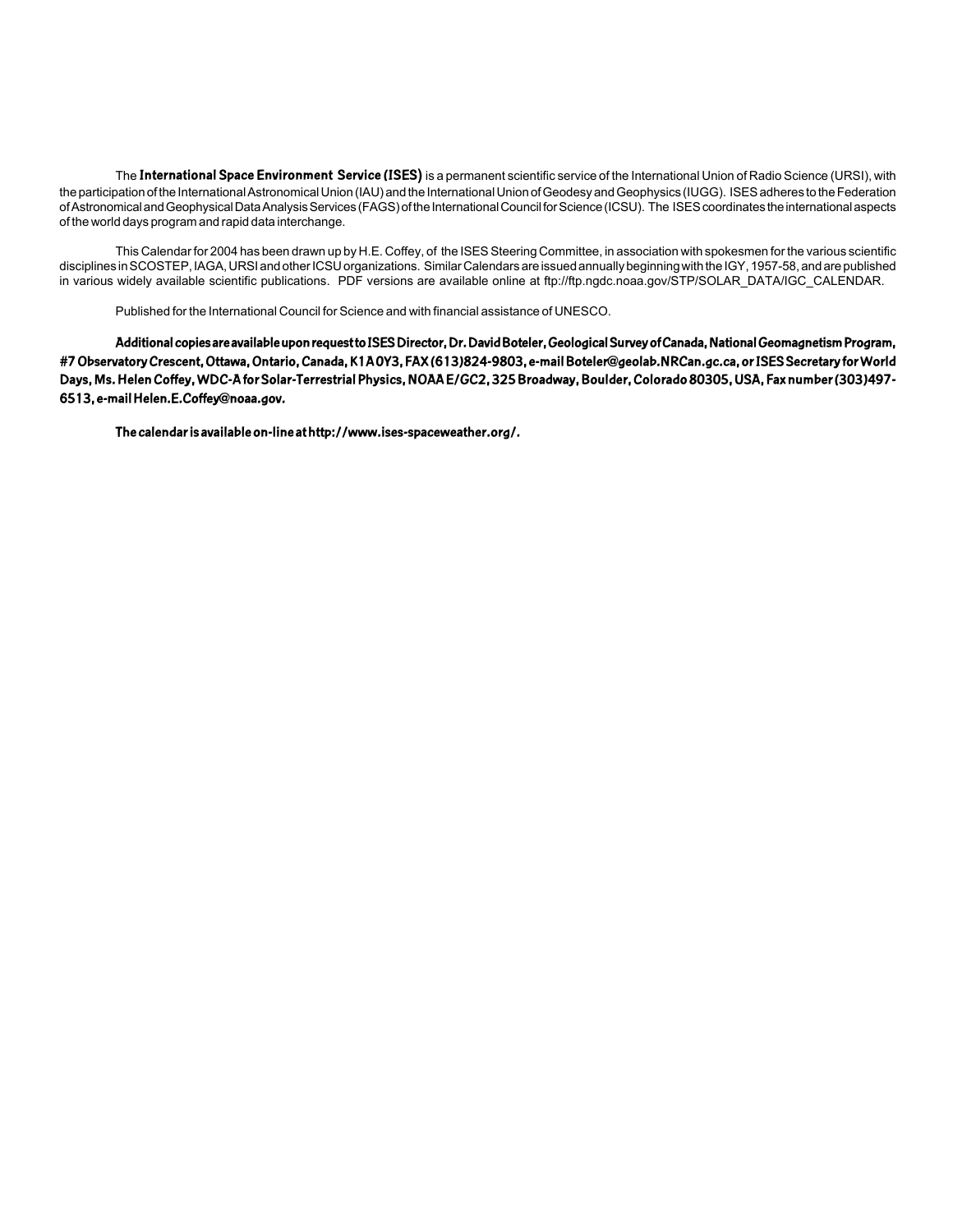The **International Space Environment Service (ISES)** is a permanent scientific service of the International Union of Radio Science (URSI), with the participation of the International Astronomical Union (IAU) and the International Union of Geodesy and Geophysics (IUGG). ISES adheres to the Federation of Astronomical and Geophysical Data Analysis Services (FAGS) of the International Council for Science (ICSU). The ISES coordinates the international aspects of the world days program and rapid data interchange.

This Calendar for 2004 has been drawn up by H.E. Coffey, of the ISES Steering Committee, in association with spokesmen for the various scientific disciplines in SCOSTEP, IAGA, URSI and other ICSU organizations. Similar Calendars are issued annually beginning with the IGY, 1957-58, and are published in various widely available scientific publications. PDF versions are available online at ftp://ftp.ngdc.noaa.gov/STP/SOLAR_DATA/IGC_CALENDAR.

Published for the International Council for Science and with financial assistance of UNESCO.

**Additional copies are available upon request to ISES Director, Dr. David Boteler, Geological Survey of Canada, National Geomagnetism Program, #7 Observatory Crescent, Ottawa, Ontario, Canada, K1A 0Y3, FAX (613)824-9803, e-mail Boteler@geolab.NRCan.gc.ca, or ISES Secretary for World Days, Ms. Helen Coffey, WDC-A for Solar-Terrestrial Physics, NOAA E/GC2, 325 Broadway, Boulder, Colorado 80305, USA, Fax number (303)497-6513, e-mail Helen.E.Coffey@noaa.gov.**

**The calendar is available on-line at http://www.ises-spaceweather.org/.**